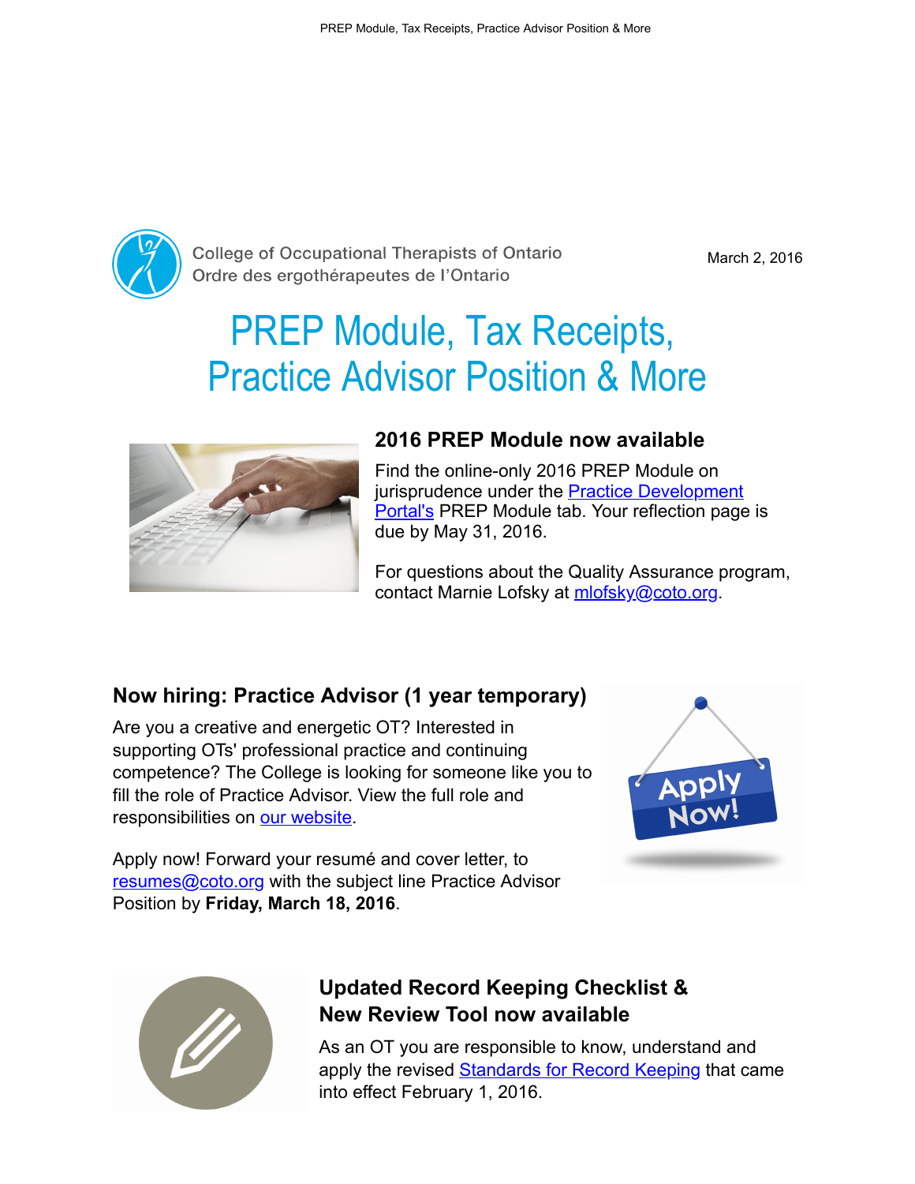College of Occupational Therapists of Ontario
Ordre des ergothérapeutes de l'Ontario

March 2, 2016

# PREP Module, Tax Receipts, Practice Advisor Position & More

## 2016 PREP Module now available

Find the online-only 2016 PREP Module on jurisprudence under the Practice Development Portal's PREP Module tab. Your reflection page is due by May 31, 2016.

For questions about the Quality Assurance program, contact Marnie Lofsky at mlofsky@coto.org.

## Now hiring: Practice Advisor (1 year temporary)

Are you a creative and energetic OT? Interested in supporting OTs' professional practice and continuing competence? The College is looking for someone like you to fill the role of Practice Advisor. View the full role and responsibilities on our website.

Apply now! Forward your resumé and cover letter, to resumes@coto.org with the subject line Practice Advisor Position by **Friday, March 18, 2016**.

## Updated Record Keeping Checklist & New Review Tool now available

As an OT you are responsible to know, understand and apply the revised Standards for Record Keeping that came into effect February 1, 2016.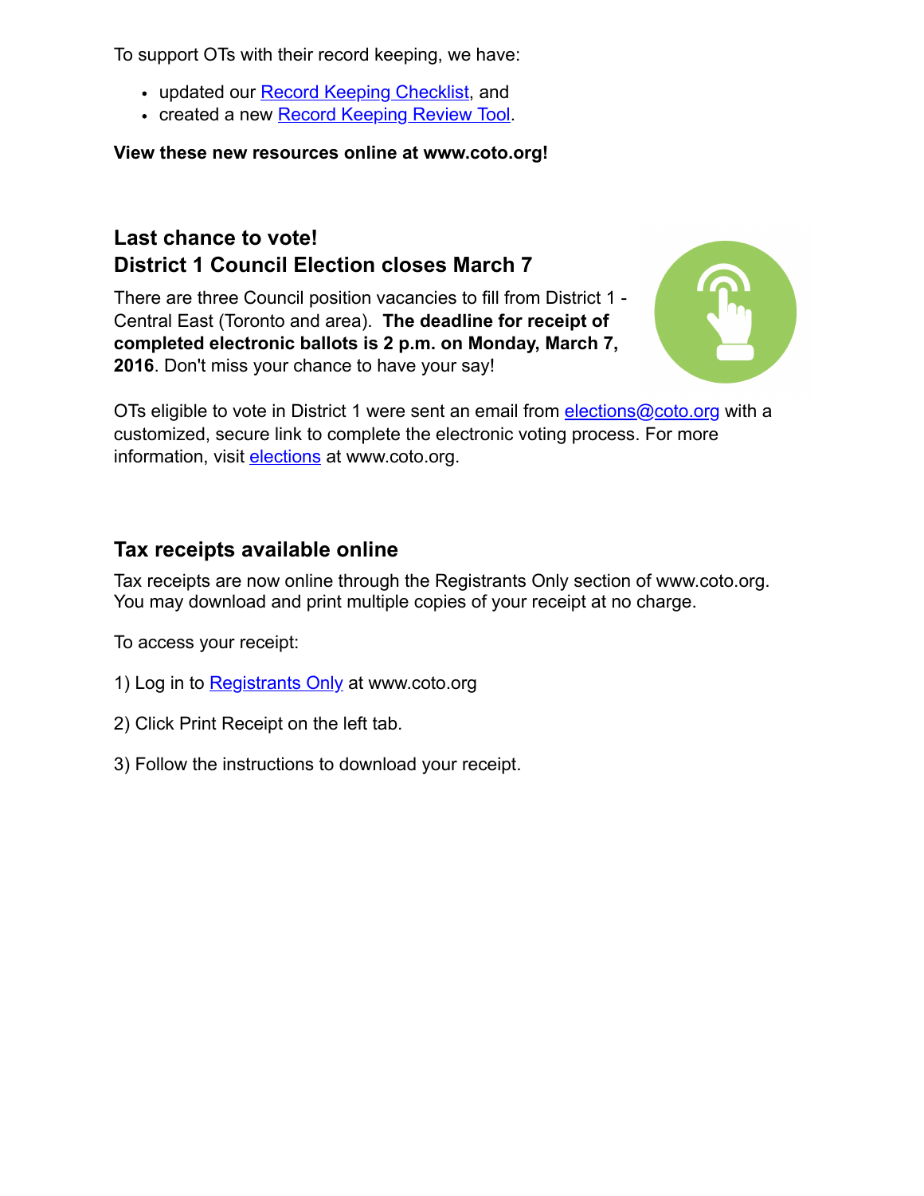To support OTs with their record keeping, we have:

- updated our Record Keeping Checklist, and
- created a new Record Keeping Review Tool.

**View these new resources online at www.coto.org!**

## Last chance to vote!
## District 1 Council Election closes March 7

There are three Council position vacancies to fill from District 1 - Central East (Toronto and area). **The deadline for receipt of completed electronic ballots is 2 p.m. on Monday, March 7, 2016**. Don't miss your chance to have your say!

OTs eligible to vote in District 1 were sent an email from elections@coto.org with a customized, secure link to complete the electronic voting process. For more information, visit elections at www.coto.org.

## Tax receipts available online

Tax receipts are now online through the Registrants Only section of www.coto.org. You may download and print multiple copies of your receipt at no charge.

To access your receipt:

1) Log in to Registrants Only at www.coto.org

2) Click Print Receipt on the left tab.

3) Follow the instructions to download your receipt.